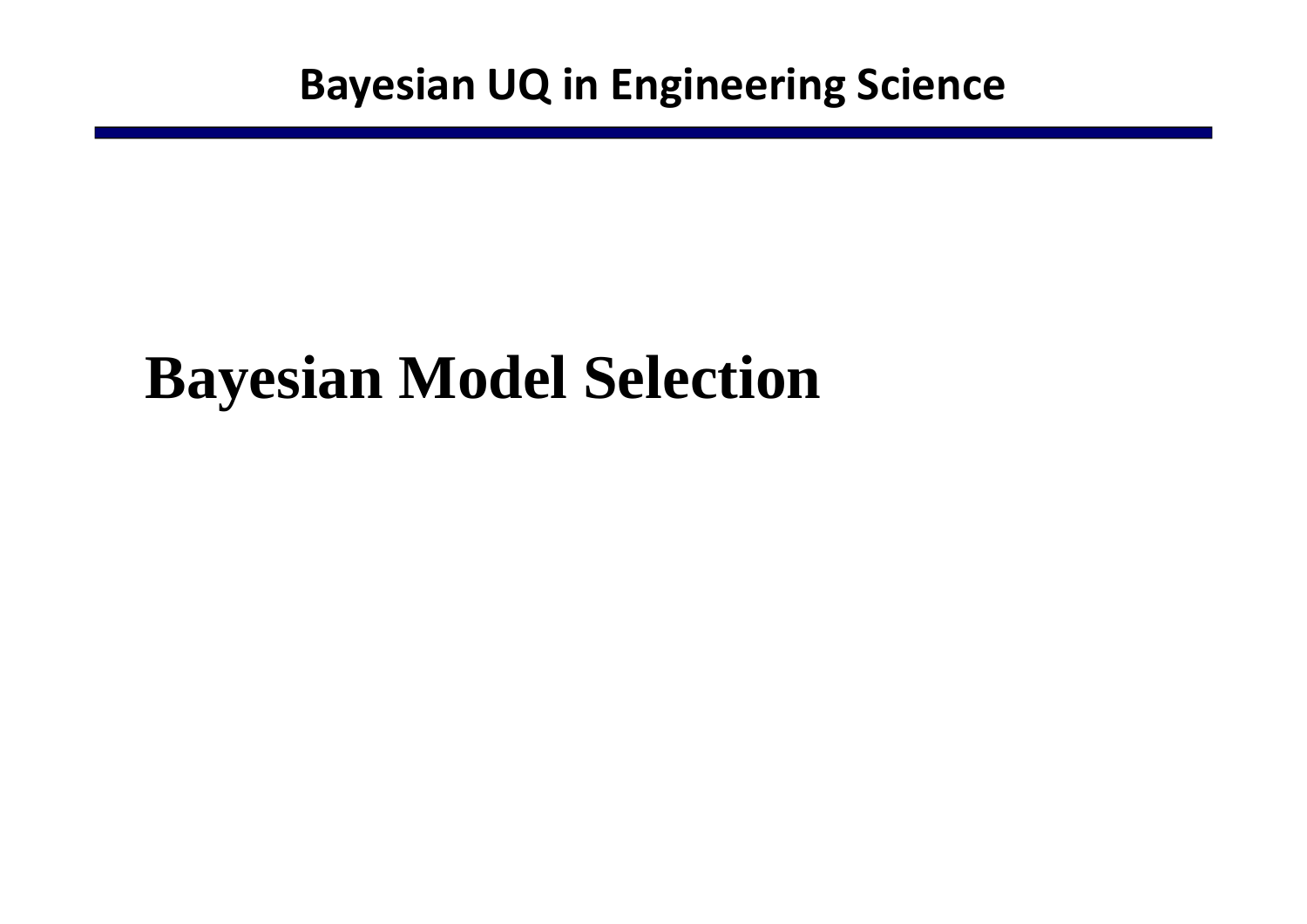# Bayesian Model Selection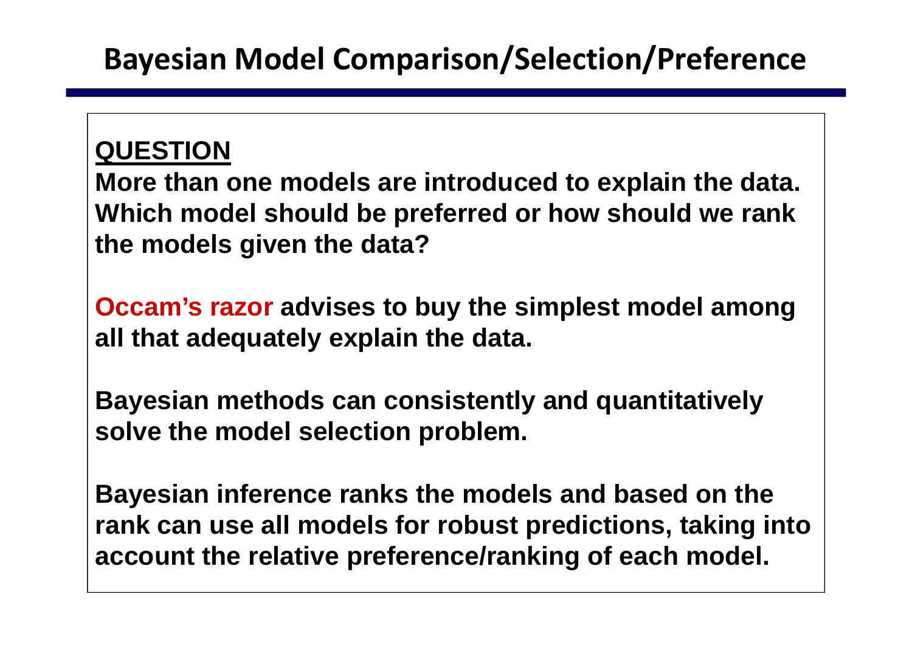# Bayesian Model Comparison/Selection/Preference

**QUESTION**

**More than one models are introduced to explain the data. Which model should be preferred or how should we rank the models given the data?**

**Occam's razor advises to buy the simplest model among all that adequately explain the data.**

**Bayesian methods can consistently and quantitatively solve the model selection problem.**

**Bayesian inference ranks the models and based on the rank can use all models for robust predictions, taking into account the relative preference/ranking of each model.**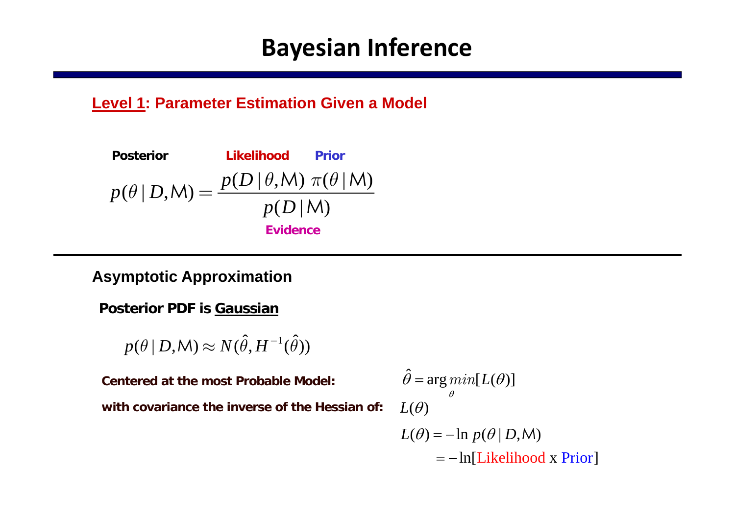# Bayesian Inference

**Level 1: Parameter Estimation Given a Model**

**Posterior** — **Likelihood** — **Prior**

$$p(\theta \mid D, \mathcal{M}) = \frac{p(D \mid \theta, \mathcal{M}) \; \pi(\theta \mid \mathcal{M})}{p(D \mid \mathcal{M})}$$

**Evidence**

---

**Asymptotic Approximation**

**Posterior PDF is Gaussian**

$$p(\theta \mid D, \mathcal{M}) \approx N(\hat{\theta}, H^{-1}(\hat{\theta}))$$

**Centered at the most Probable Model:** $\hat{\theta} = \arg\min_{\theta} [L(\theta)]$

**with covariance the inverse of the Hessian of:** $L(\theta)$

$$L(\theta) = -\ln\, p(\theta \mid D, \mathcal{M})$$

$$= -\ln[\text{Likelihood x Prior}]$$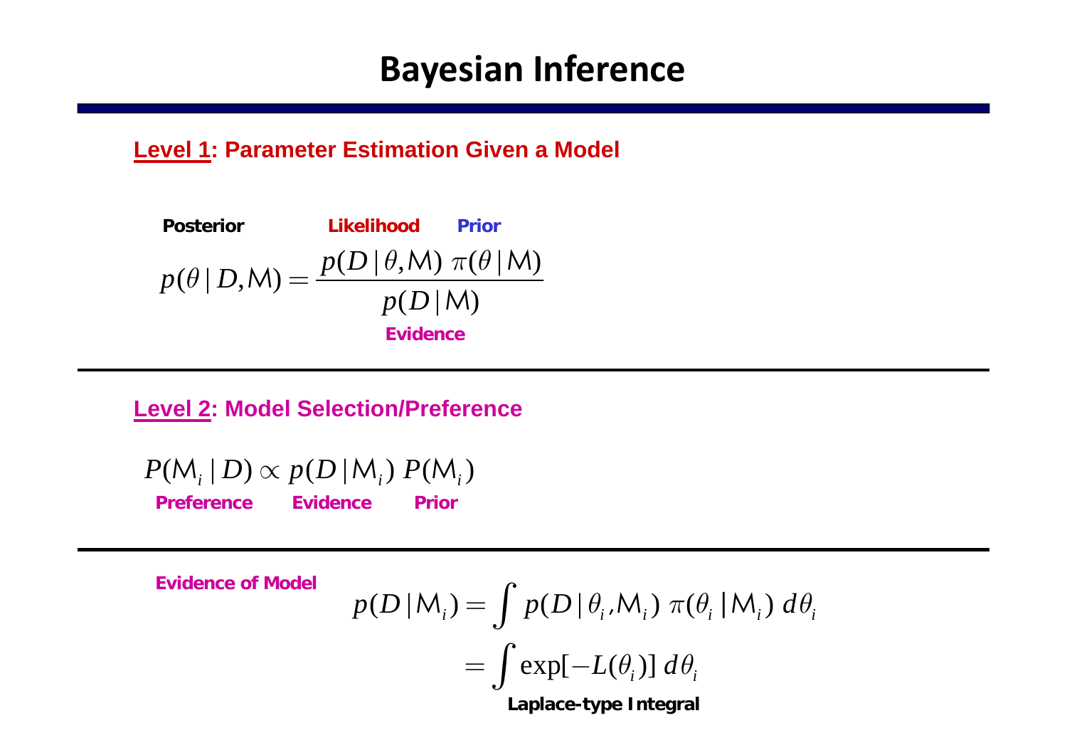# Bayesian Inference

**Level 1: Parameter Estimation Given a Model**

**Posterior** — **Likelihood** — **Prior**

$$p(\theta \mid D, \mathcal{M}) = \frac{p(D \mid \theta, \mathcal{M}) \; \pi(\theta \mid \mathcal{M})}{p(D \mid \mathcal{M})}$$

**Evidence**

---

**Level 2: Model Selection/Preference**

$$P(\mathcal{M}_i \mid D) \propto p(D \mid \mathcal{M}_i) \; P(\mathcal{M}_i)$$

**Preference** — **Evidence** — **Prior**

---

**Evidence of Model**

$$p(D \mid \mathcal{M}_i) = \int p(D \mid \theta_i, \mathcal{M}_i) \; \pi(\theta_i \mid \mathcal{M}_i) \; d\theta_i$$

$$= \int \exp[-L(\theta_i)] \; d\theta_i$$

**Laplace-type Integral**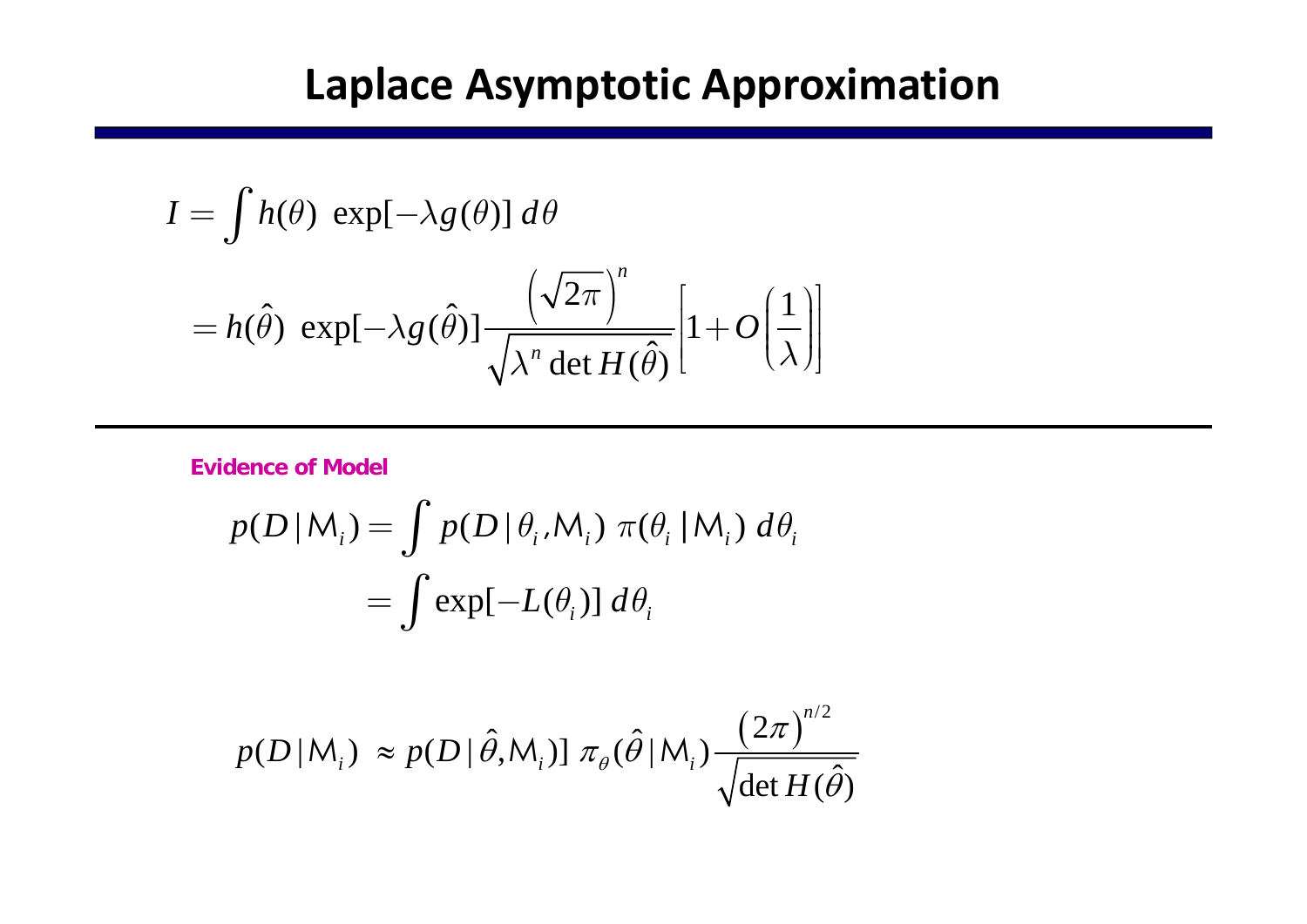# Laplace Asymptotic Approximation

$$
\begin{aligned}
I &= \int h(\theta)\ \exp[-\lambda g(\theta)]\, d\theta \\
&= h(\hat{\theta})\ \exp[-\lambda g(\hat{\theta})] \frac{\left(\sqrt{2\pi}\right)^n}{\sqrt{\lambda^n \det H(\hat{\theta})}} \left[1 + O\left(\frac{1}{\lambda}\right)\right]
\end{aligned}
$$

**Evidence of Model**

$$
\begin{aligned}
p(D \mid \mathsf{M}_i) &= \int p(D \mid \theta_i, \mathsf{M}_i)\ \pi(\theta_i \mid \mathsf{M}_i)\ d\theta_i \\
&= \int \exp[-L(\theta_i)]\, d\theta_i
\end{aligned}
$$

$$
p(D \mid \mathsf{M}_i)\ \approx p(D \mid \hat{\theta}, \mathsf{M}_i)]\ \pi_\theta(\hat{\theta} \mid \mathsf{M}_i) \frac{(2\pi)^{n/2}}{\sqrt{\det H(\hat{\theta})}}
$$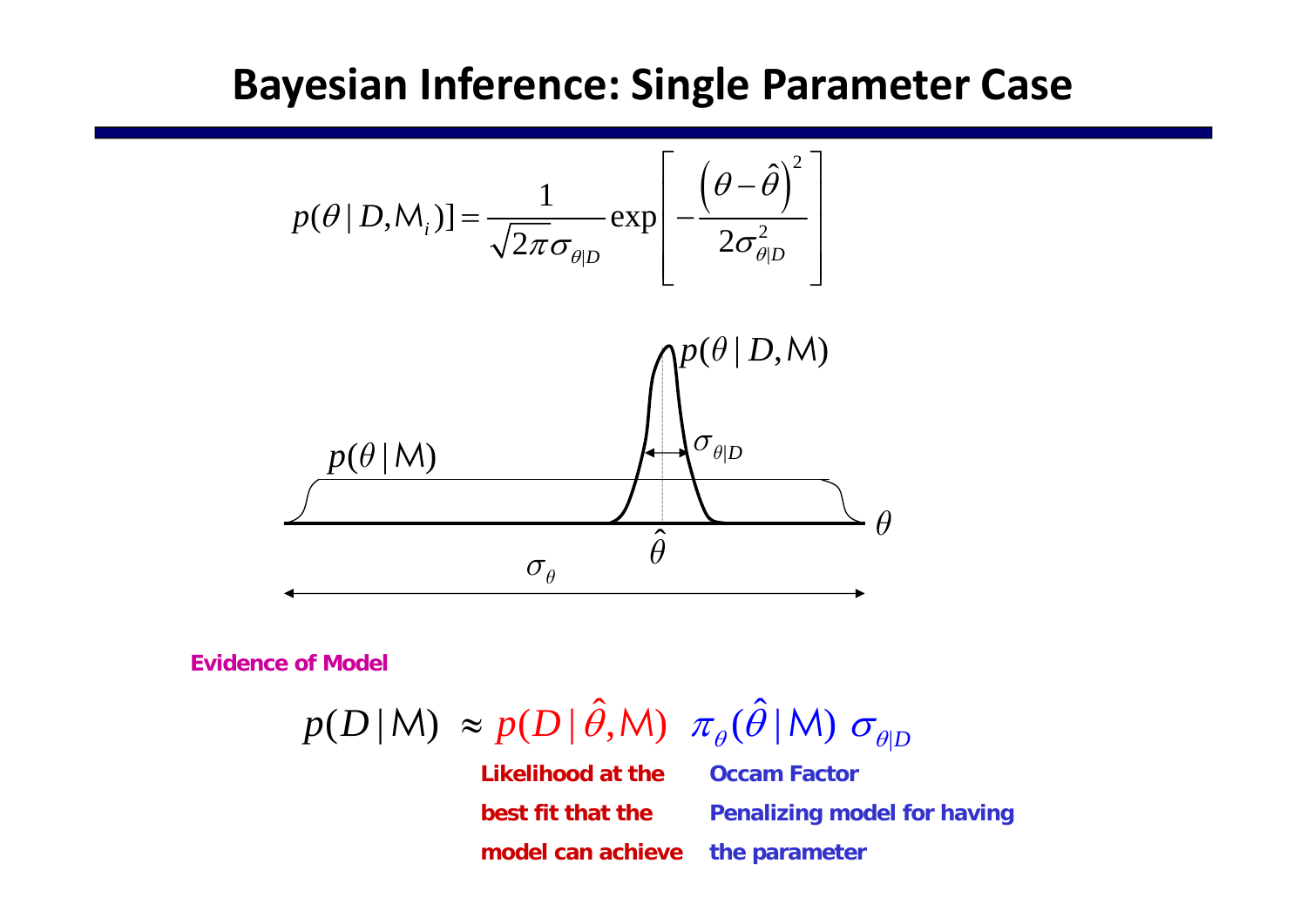# Bayesian Inference: Single Parameter Case

$$p(\theta \mid D, M_i)] = \frac{1}{\sqrt{2\pi}\sigma_{\theta|D}} \exp\left[ -\frac{\left(\theta - \hat{\theta}\right)^2}{2\sigma_{\theta|D}^2} \right]$$

$p(\theta \mid D, M)$

$\sigma_{\theta|D}$

$p(\theta \mid M)$

$\theta$

$\hat{\theta}$

$\sigma_{\theta}$

**Evidence of Model**

$$p(D \mid M) \approx p(D \mid \hat{\theta}, M) \;\; \pi_{\theta}(\hat{\theta} \mid M) \; \sigma_{\theta|D}$$

**Likelihood at the best fit that the model can achieve**

**Occam Factor Penalizing model for having the parameter**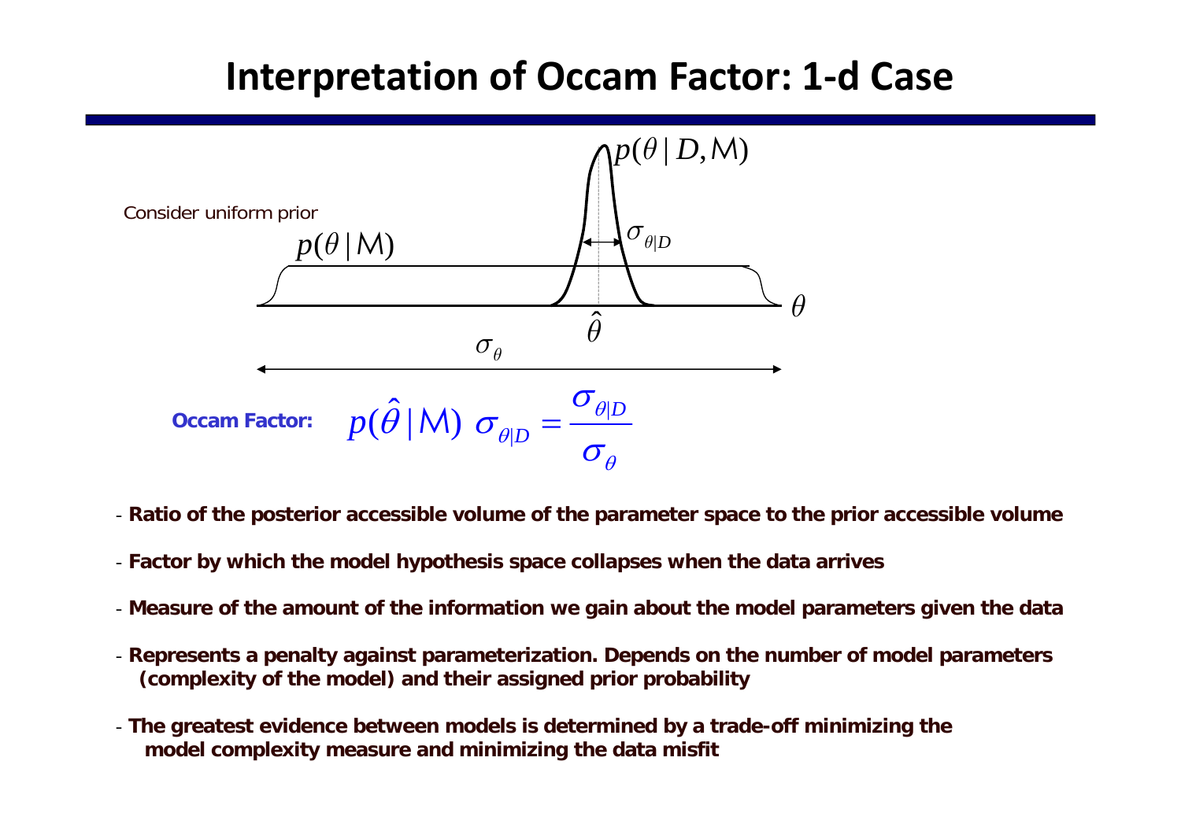# Interpretation of Occam Factor: 1-d Case

Consider uniform prior

$p(\theta | \mathrm{M})$

$p(\theta | D, \mathrm{M})$

$\sigma_{\theta|D}$

$\hat{\theta}$

$\theta$

$\sigma_{\theta}$

**Occam Factor:**

$$p(\hat{\theta} | \mathrm{M}) \; \sigma_{\theta|D} = \frac{\sigma_{\theta|D}}{\sigma_{\theta}}$$

- **Ratio of the posterior accessible volume of the parameter space to the prior accessible volume**
- **Factor by which the model hypothesis space collapses when the data arrives**
- **Measure of the amount of the information we gain about the model parameters given the data**
- **Represents a penalty against parameterization. Depends on the number of model parameters (complexity of the model) and their assigned prior probability**
- **The greatest evidence between models is determined by a trade-off minimizing the model complexity measure and minimizing the data misfit**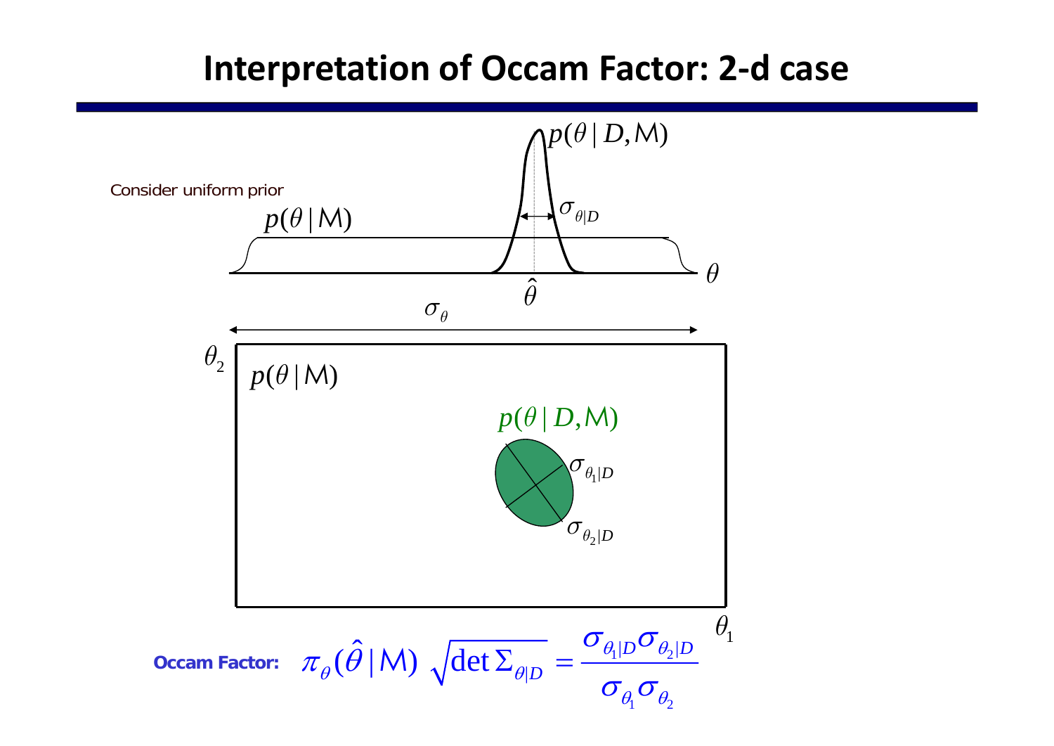# Interpretation of Occam Factor: 2-d case

Consider uniform prior

$p(\theta | M)$

$p(\theta | D, M)$

$\sigma_{\theta|D}$

$\hat{\theta}$

$\theta$

$\sigma_{\theta}$

$\theta_2$

$p(\theta | M)$

$p(\theta | D, M)$

$\sigma_{\theta_1|D}$

$\sigma_{\theta_2|D}$

$\theta_1$

**Occam Factor:** $\pi_{\theta}(\hat{\theta} | M) \sqrt{\det \Sigma_{\theta|D}} = \dfrac{\sigma_{\theta_1|D}\sigma_{\theta_2|D}}{\sigma_{\theta_1}\sigma_{\theta_2}}$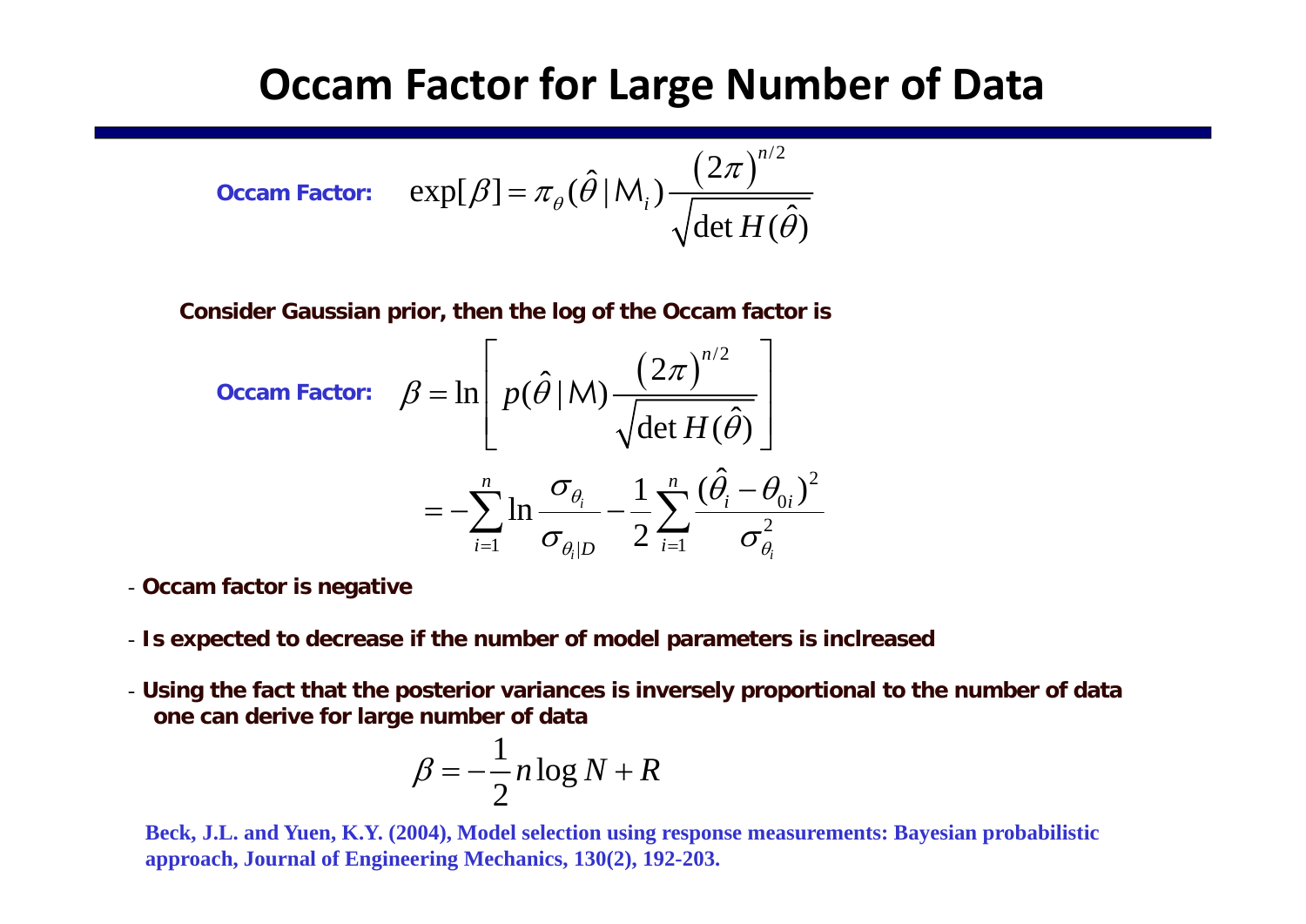# Occam Factor for Large Number of Data

**Occam Factor:** $$\exp[\beta] = \pi_\theta(\hat{\theta} \mid \mathsf{M}_i) \frac{(2\pi)^{n/2}}{\sqrt{\det H(\hat{\theta})}}$$

**Consider Gaussian prior, then the log of the Occam factor is**

**Occam Factor:** $$\beta = \ln\left[ p(\hat{\theta} \mid \mathsf{M}) \frac{(2\pi)^{n/2}}{\sqrt{\det H(\hat{\theta})}} \right]$$

$$= -\sum_{i=1}^{n} \ln \frac{\sigma_{\theta_i}}{\sigma_{\theta_i|D}} - \frac{1}{2} \sum_{i=1}^{n} \frac{(\hat{\theta}_i - \theta_{0i})^2}{\sigma_{\theta_i}^2}$$

- **Occam factor is negative**
- **Is expected to decrease if the number of model parameters is inclreased**
- **Using the fact that the posterior variances is inversely proportional to the number of data one can derive for large number of data**

$$\beta = -\frac{1}{2} n \log N + R$$

**Beck, J.L. and Yuen, K.Y. (2004), Model selection using response measurements: Bayesian probabilistic approach, Journal of Engineering Mechanics, 130(2), 192-203.**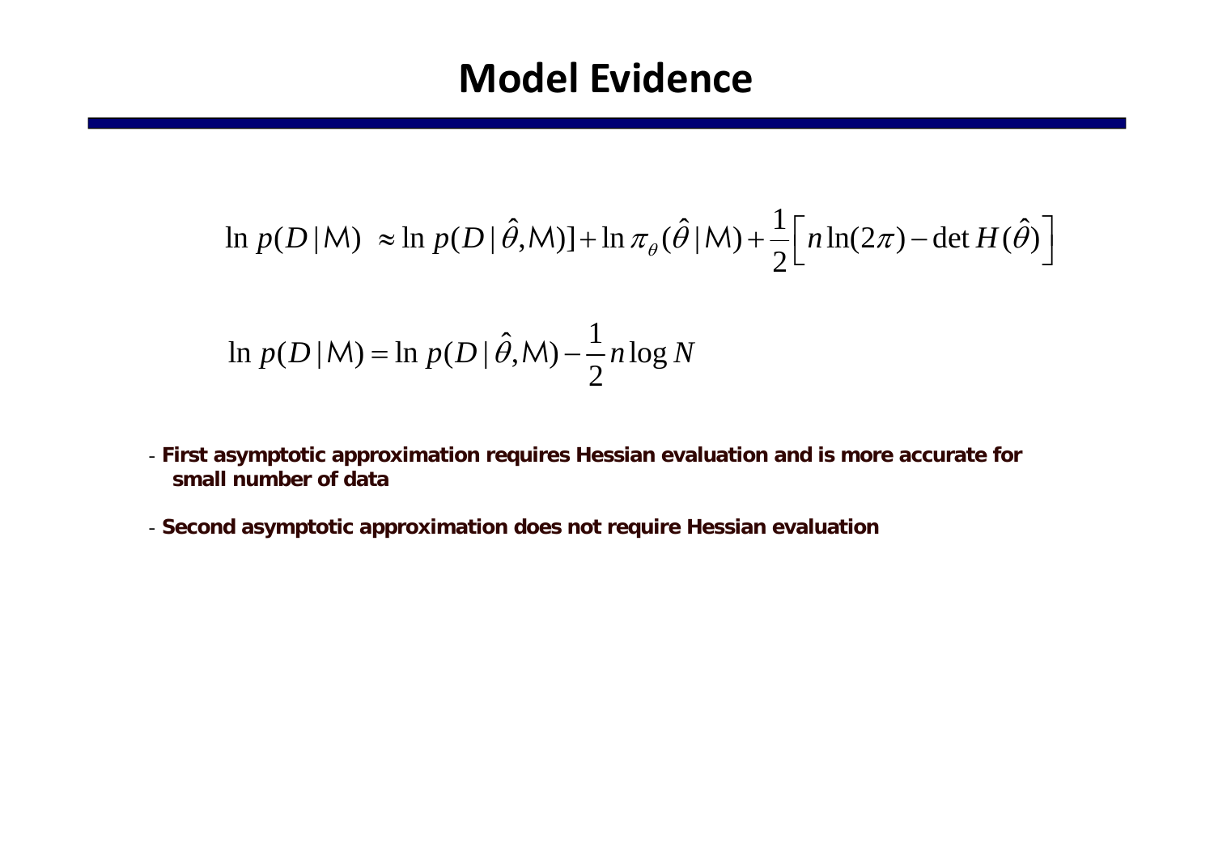# Model Evidence

$$\ln p(D|\mathcal{M}) \approx \ln p(D|\hat{\theta},\mathcal{M})] + \ln \pi_\theta(\hat{\theta}|\mathcal{M}) + \frac{1}{2}\left[ n\ln(2\pi) - \det H(\hat{\theta}) \right]$$

$$\ln p(D|\mathcal{M}) = \ln p(D|\hat{\theta},\mathcal{M}) - \frac{1}{2} n \log N$$

- **First asymptotic approximation requires Hessian evaluation and is more accurate for small number of data**
- **Second asymptotic approximation does not require Hessian evaluation**